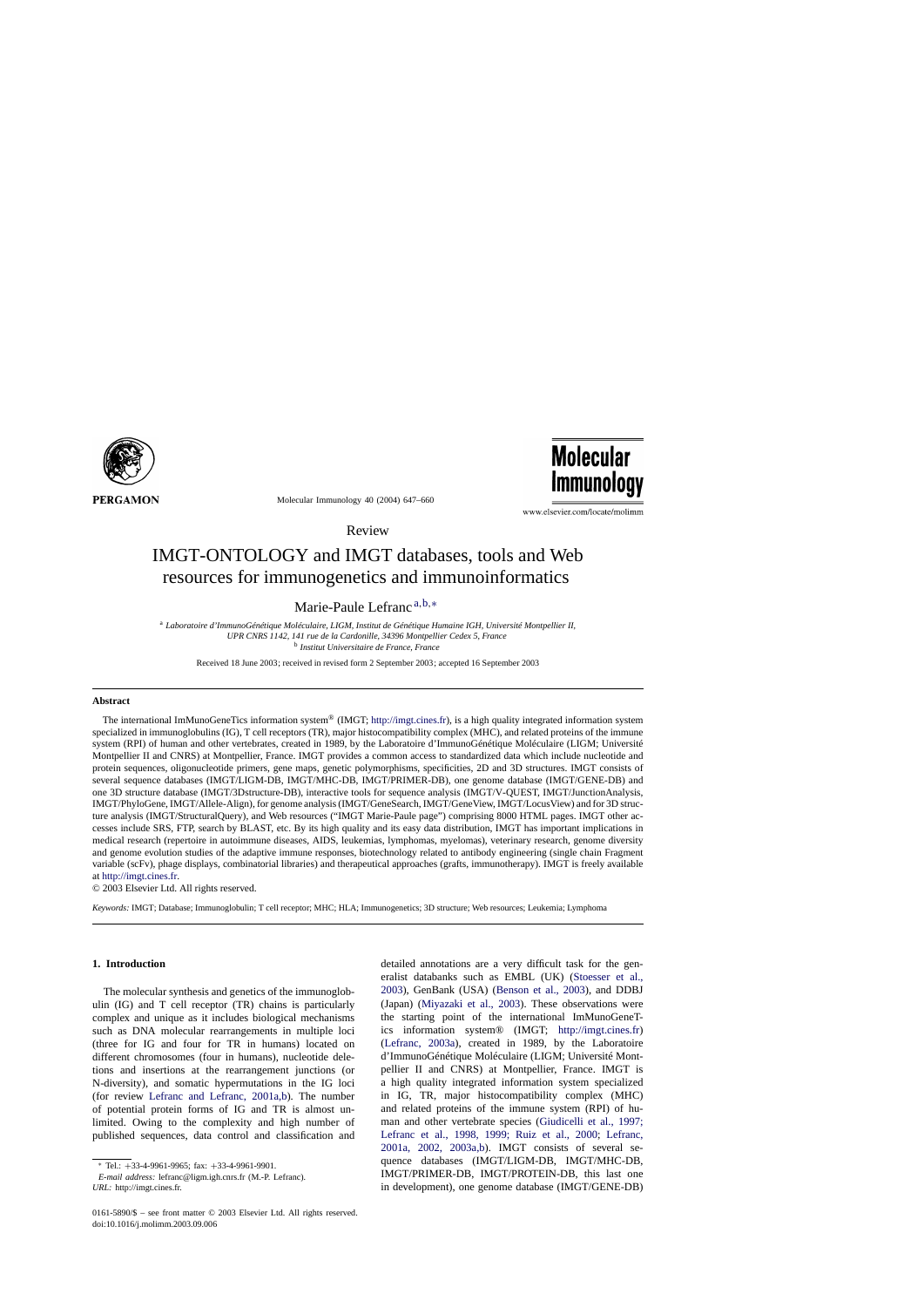Review

# IMGT-ONTOLOGY and IMGT databases, tools and Web resources for immunogenetics and immunoinformatics

Marie-Paule Lefranc [a,b,*]

[a] *Laboratoire d'ImmunoGénétique Moléculaire, LIGM, Institut de Génétique Humaine IGH, Université Montpellier II, UPR CNRS 1142, 141 rue de la Cardonille, 34396 Montpellier Cedex 5, France*
[b] *Institut Universitaire de France, France*

Received 18 June 2003; received in revised form 2 September 2003; accepted 16 September 2003

## Abstract

The international ImMunoGeneTics information system® (IMGT; http://imgt.cines.fr), is a high quality integrated information system specialized in immunoglobulins (IG), T cell receptors (TR), major histocompatibility complex (MHC), and related proteins of the immune system (RPI) of human and other vertebrates, created in 1989, by the Laboratoire d'ImmunoGénétique Moléculaire (LIGM; Université Montpellier II and CNRS) at Montpellier, France. IMGT provides a common access to standardized data which include nucleotide and protein sequences, oligonucleotide primers, gene maps, genetic polymorphisms, specificities, 2D and 3D structures. IMGT consists of several sequence databases (IMGT/LIGM-DB, IMGT/MHC-DB, IMGT/PRIMER-DB), one genome database (IMGT/GENE-DB) and one 3D structure database (IMGT/3Dstructure-DB), interactive tools for sequence analysis (IMGT/V-QUEST, IMGT/JunctionAnalysis, IMGT/PhyloGene, IMGT/Allele-Align), for genome analysis (IMGT/GeneSearch, IMGT/GeneView, IMGT/LocusView) and for 3D structure analysis (IMGT/StructuralQuery), and Web resources ("IMGT Marie-Paule page") comprising 8000 HTML pages. IMGT other accesses include SRS, FTP, search by BLAST, etc. By its high quality and its easy data distribution, IMGT has important implications in medical research (repertoire in autoimmune diseases, AIDS, leukemias, lymphomas, myelomas), veterinary research, genome diversity and genome evolution studies of the adaptive immune responses, biotechnology related to antibody engineering (single chain Fragment variable (scFv), phage displays, combinatorial libraries) and therapeutical approaches (grafts, immunotherapy). IMGT is freely available at http://imgt.cines.fr.

© 2003 Elsevier Ltd. All rights reserved.

*Keywords:* IMGT; Database; Immunoglobulin; T cell receptor; MHC; HLA; Immunogenetics; 3D structure; Web resources; Leukemia; Lymphoma

## 1. Introduction

The molecular synthesis and genetics of the immunoglobulin (IG) and T cell receptor (TR) chains is particularly complex and unique as it includes biological mechanisms such as DNA molecular rearrangements in multiple loci (three for IG and four for TR in humans) located on different chromosomes (four in humans), nucleotide deletions and insertions at the rearrangement junctions (or N-diversity), and somatic hypermutations in the IG loci (for review Lefranc and Lefranc, 2001a,b). The number of potential protein forms of IG and TR is almost unlimited. Owing to the complexity and high number of published sequences, data control and classification and detailed annotations are a very difficult task for the generalist databanks such as EMBL (UK) (Stoesser et al., 2003), GenBank (USA) (Benson et al., 2003), and DDBJ (Japan) (Miyazaki et al., 2003). These observations were the starting point of the international ImMunoGeneTics information system® (IMGT; http://imgt.cines.fr) (Lefranc, 2003a), created in 1989, by the Laboratoire d'ImmunoGénétique Moléculaire (LIGM; Université Montpellier II and CNRS) at Montpellier, France. IMGT is a high quality integrated information system specialized in IG, TR, major histocompatibility complex (MHC) and related proteins of the immune system (RPI) of human and other vertebrate species (Giudicelli et al., 1997; Lefranc et al., 1998, 1999; Ruiz et al., 2000; Lefranc, 2001a, 2002, 2003a,b). IMGT consists of several sequence databases (IMGT/LIGM-DB, IMGT/MHC-DB, IMGT/PRIMER-DB, IMGT/PROTEIN-DB, this last one in development), one genome database (IMGT/GENE-DB)

* Tel.: +33-4-9961-9965; fax: +33-4-9961-9901.
*E-mail address:* lefranc@ligm.igh.cnrs.fr (M.-P. Lefranc).
*URL:* http://imgt.cines.fr.

0161-5890/$ – see front matter © 2003 Elsevier Ltd. All rights reserved.
doi:10.1016/j.molimm.2003.09.006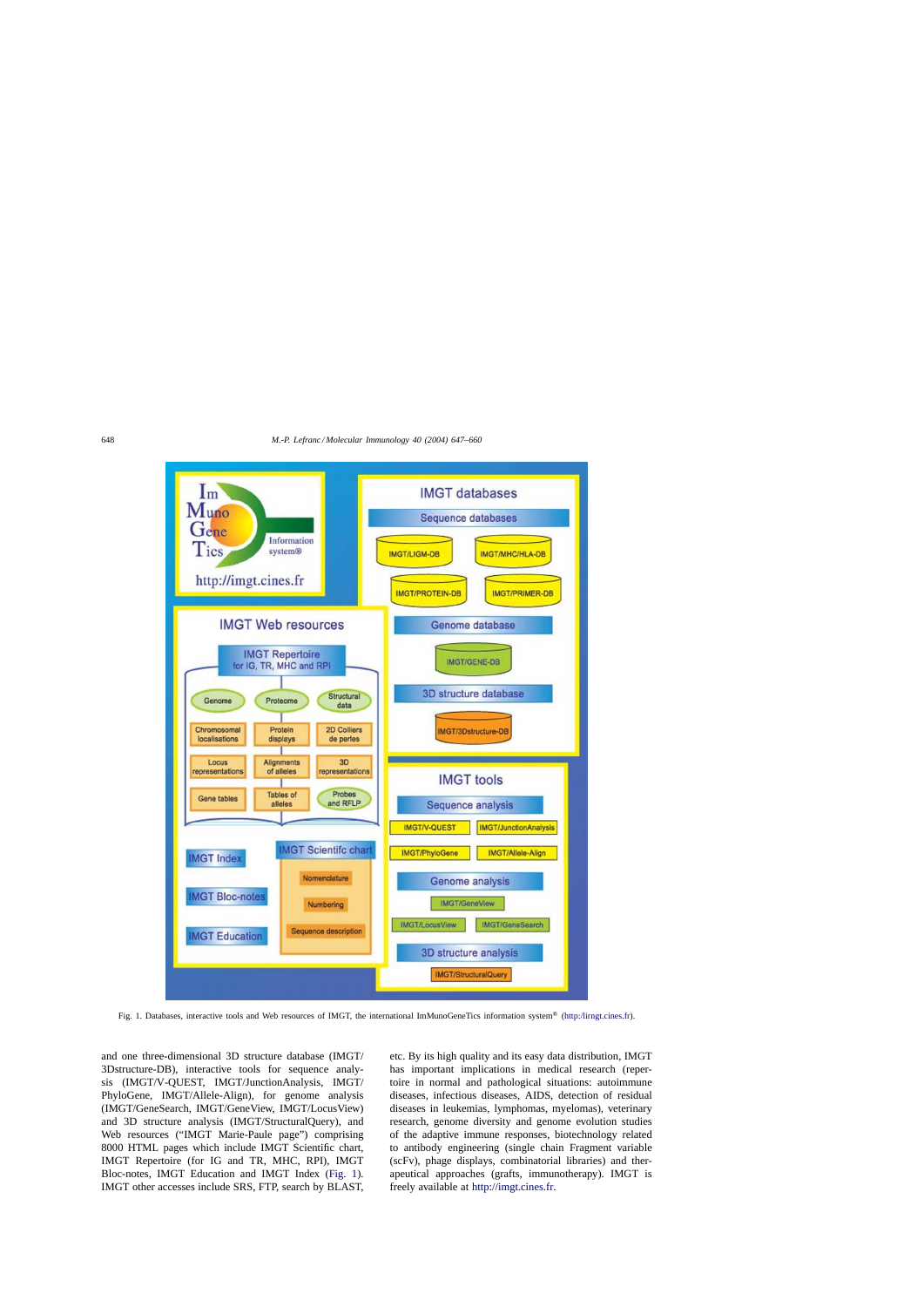Fig. 1. Databases, interactive tools and Web resources of IMGT, the international ImMunoGeneTics information system® (http://imgt.cines.fr).

and one three-dimensional 3D structure database (IMGT/3Dstructure-DB), interactive tools for sequence analysis (IMGT/V-QUEST, IMGT/JunctionAnalysis, IMGT/PhyloGene, IMGT/Allele-Align), for genome analysis (IMGT/GeneSearch, IMGT/GeneView, IMGT/LocusView) and 3D structure analysis (IMGT/StructuralQuery), and Web resources ("IMGT Marie-Paule page") comprising 8000 HTML pages which include IMGT Scientific chart, IMGT Repertoire (for IG and TR, MHC, RPI), IMGT Bloc-notes, IMGT Education and IMGT Index (Fig. 1). IMGT other accesses include SRS, FTP, search by BLAST, etc. By its high quality and its easy data distribution, IMGT has important implications in medical research (repertoire in normal and pathological situations: autoimmune diseases, infectious diseases, AIDS, detection of residual diseases in leukemias, lymphomas, myelomas), veterinary research, genome diversity and genome evolution studies of the adaptive immune responses, biotechnology related to antibody engineering (single chain Fragment variable (scFv), phage displays, combinatorial libraries) and therapeutical approaches (grafts, immunotherapy). IMGT is freely available at http://imgt.cines.fr.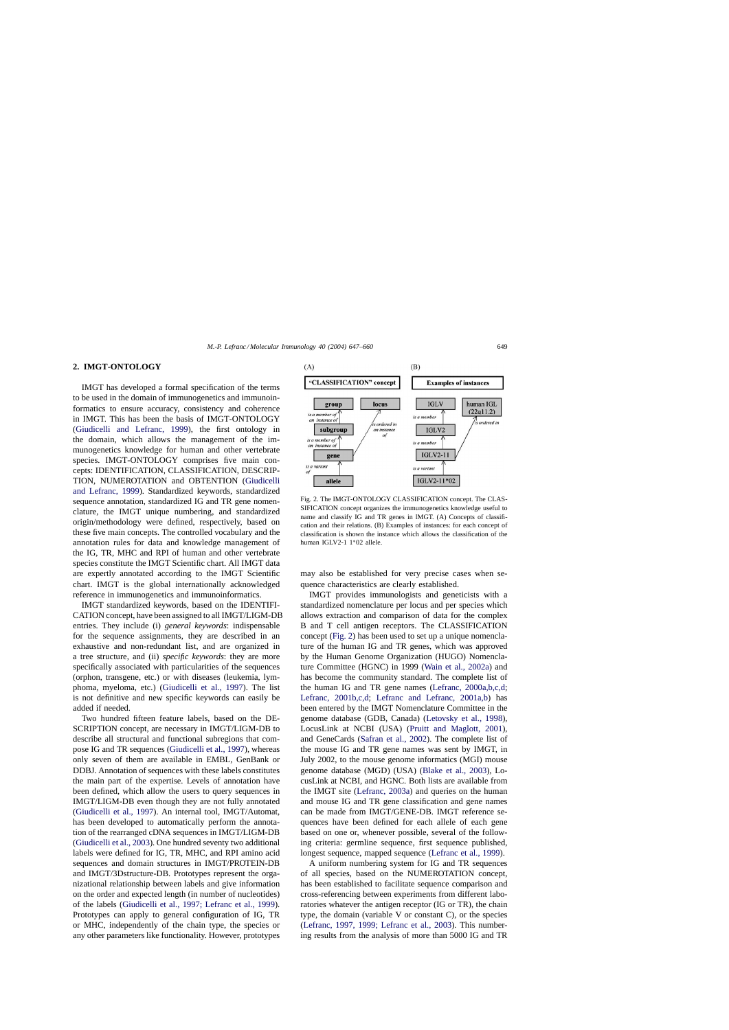## 2. IMGT-ONTOLOGY

IMGT has developed a formal specification of the terms to be used in the domain of immunogenetics and immunoinformatics to ensure accuracy, consistency and coherence in IMGT. This has been the basis of IMGT-ONTOLOGY (Giudicelli and Lefranc, 1999), the first ontology in the domain, which allows the management of the immunogenetics knowledge for human and other vertebrate species. IMGT-ONTOLOGY comprises five main concepts: IDENTIFICATION, CLASSIFICATION, DESCRIPTION, NUMEROTATION and OBTENTION (Giudicelli and Lefranc, 1999). Standardized keywords, standardized sequence annotation, standardized IG and TR gene nomenclature, the IMGT unique numbering, and standardized origin/methodology were defined, respectively, based on these five main concepts. The controlled vocabulary and the annotation rules for data and knowledge management of the IG, TR, MHC and RPI of human and other vertebrate species constitute the IMGT Scientific chart. All IMGT data are expertly annotated according to the IMGT Scientific chart. IMGT is the global internationally acknowledged reference in immunogenetics and immunoinformatics.

IMGT standardized keywords, based on the IDENTIFICATION concept, have been assigned to all IMGT/LIGM-DB entries. They include (i) *general keywords*: indispensable for the sequence assignments, they are described in an exhaustive and non-redundant list, and are organized in a tree structure, and (ii) *specific keywords*: they are more specifically associated with particularities of the sequences (orphon, transgene, etc.) or with diseases (leukemia, lymphoma, myeloma, etc.) (Giudicelli et al., 1997). The list is not definitive and new specific keywords can easily be added if needed.

Two hundred fifteen feature labels, based on the DESCRIPTION concept, are necessary in IMGT/LIGM-DB to describe all structural and functional subregions that compose IG and TR sequences (Giudicelli et al., 1997), whereas only seven of them are available in EMBL, GenBank or DDBJ. Annotation of sequences with these labels constitutes the main part of the expertise. Levels of annotation have been defined, which allow the users to query sequences in IMGT/LIGM-DB even though they are not fully annotated (Giudicelli et al., 1997). An internal tool, IMGT/Automat, has been developed to automatically perform the annotation of the rearranged cDNA sequences in IMGT/LIGM-DB (Giudicelli et al., 2003). One hundred seventy two additional labels were defined for IG, TR, MHC, and RPI amino acid sequences and domain structures in IMGT/PROTEIN-DB and IMGT/3Dstructure-DB. Prototypes represent the organizational relationship between labels and give information on the order and expected length (in number of nucleotides) of the labels (Giudicelli et al., 1997; Lefranc et al., 1999). Prototypes can apply to general configuration of IG, TR or MHC, independently of the chain type, the species or any other parameters like functionality. However, prototypes may also be established for very precise cases when sequence characteristics are clearly established.

(A)

"CLASSIFICATION" concept

group
is a member of an instance of
subgroup
is a member of an instance of
gene
is a variant of
allele

locus
is ordered in an instance of

(B)

Examples of instances

IGLV
is a member
IGLV2
is a member
IGLV2-11
is a variant
IGLV2-11*02

human IGL (22q11.2)
is ordered in

Fig. 2. The IMGT-ONTOLOGY CLASSIFICATION concept. The CLASSIFICATION concept organizes the immunogenetics knowledge useful to name and classify IG and TR genes in IMGT. (A) Concepts of classification and their relations. (B) Examples of instances: for each concept of classification is shown the instance which allows the classification of the human IGLV2-1 1*02 allele.

IMGT provides immunologists and geneticists with a standardized nomenclature per locus and per species which allows extraction and comparison of data for the complex B and T cell antigen receptors. The CLASSIFICATION concept (Fig. 2) has been used to set up a unique nomenclature of the human IG and TR genes, which was approved by the Human Genome Organization (HUGO) Nomenclature Committee (HGNC) in 1999 (Wain et al., 2002a) and has become the community standard. The complete list of the human IG and TR gene names (Lefranc, 2000a,b,c,d; Lefranc, 2001b,c,d; Lefranc and Lefranc, 2001a,b) has been entered by the IMGT Nomenclature Committee in the genome database (GDB, Canada) (Letovsky et al., 1998), LocusLink at NCBI (USA) (Pruitt and Maglott, 2001), and GeneCards (Safran et al., 2002). The complete list of the mouse IG and TR gene names was sent by IMGT, in July 2002, to the mouse genome informatics (MGI) mouse genome database (MGD) (USA) (Blake et al., 2003), LocusLink at NCBI, and HGNC. Both lists are available from the IMGT site (Lefranc, 2003a) and queries on the human and mouse IG and TR gene classification and gene names can be made from IMGT/GENE-DB. IMGT reference sequences have been defined for each allele of each gene based on one or, whenever possible, several of the following criteria: germline sequence, first sequence published, longest sequence, mapped sequence (Lefranc et al., 1999).

A uniform numbering system for IG and TR sequences of all species, based on the NUMEROTATION concept, has been established to facilitate sequence comparison and cross-referencing between experiments from different laboratories whatever the antigen receptor (IG or TR), the chain type, the domain (variable V or constant C), or the species (Lefranc, 1997, 1999; Lefranc et al., 2003). This numbering results from the analysis of more than 5000 IG and TR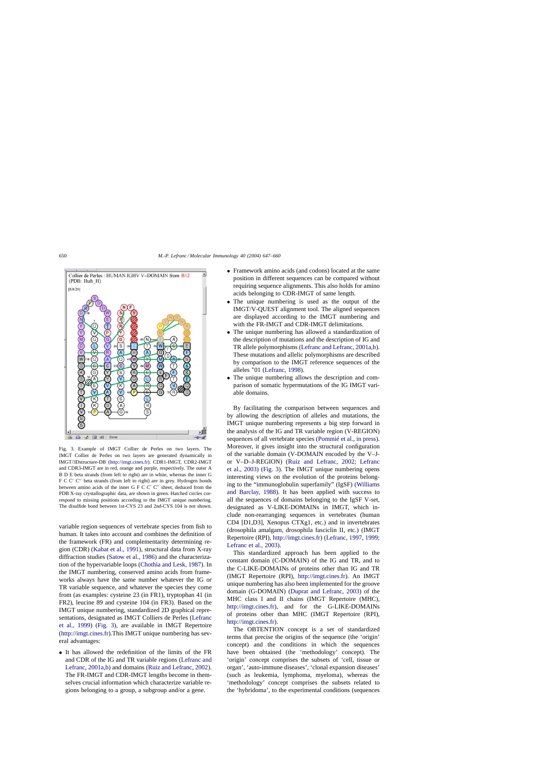Fig. 3. Example of IMGT Collier de Perles on two layers. The IMGT Collier de Perles on two layers are generated dynamically in IMGT/3Dstructure-DB (http://imgt.cines.fr). CDR1-IMGT, CDR2-IMGT and CDR3-IMGT are in red, orange and purple, respectively. The outer A B D E beta strands (from left to right) are in white, whereas the inner G F C C′ C″ beta strands (from left to right) are in grey. Hydrogen bonds between amino acids of the inner G F C C′ C″ sheet, deduced from the PDB X-ray crystallographic data, are shown in green. Hatched circles correspond to missing positions according to the IMGT unique numbering. The disulfide bond between 1st-CYS 23 and 2nd-CYS 104 is not shown.

variable region sequences of vertebrate species from fish to human. It takes into account and combines the definition of the framework (FR) and complementarity determining region (CDR) (Kabat et al., 1991), structural data from X-ray diffraction studies (Satow et al., 1986) and the characterization of the hypervariable loops (Chothia and Lesk, 1987). In the IMGT numbering, conserved amino acids from frameworks always have the same number whatever the IG or TR variable sequence, and whatever the species they come from (as examples: cysteine 23 (in FR1), tryptophan 41 (in FR2), leucine 89 and cysteine 104 (in FR3). Based on the IMGT unique numbering, standardized 2D graphical representations, designated as IMGT Colliers de Perles (Lefranc et al., 1999) (Fig. 3), are available in IMGT Repertoire (http://imgt.cines.fr).This IMGT unique numbering has several advantages:

- It has allowed the redefinition of the limits of the FR and CDR of the IG and TR variable regions (Lefranc and Lefranc, 2001a,b) and domains (Ruiz and Lefranc, 2002). The FR-IMGT and CDR-IMGT lengths become in themselves crucial information which characterize variable regions belonging to a group, a subgroup and/or a gene.
- Framework amino acids (and codons) located at the same position in different sequences can be compared without requiring sequence alignments. This also holds for amino acids belonging to CDR-IMGT of same length.
- The unique numbering is used as the output of the IMGT/V-QUEST alignment tool. The aligned sequences are displayed according to the IMGT numbering and with the FR-IMGT and CDR-IMGT delimitations.
- The unique numbering has allowed a standardization of the description of mutations and the description of IG and TR allele polymorphisms (Lefranc and Lefranc, 2001a,b). These mutations and allelic polymorphisms are described by comparison to the IMGT reference sequences of the alleles *01 (Lefranc, 1998).
- The unique numbering allows the description and comparison of somatic hypermutations of the IG IMGT variable domains.

By facilitating the comparison between sequences and by allowing the description of alleles and mutations, the IMGT unique numbering represents a big step forward in the analysis of the IG and TR variable region (V-REGION) sequences of all vertebrate species (Pommié et al., in press). Moreover, it gives insight into the structural configuration of the variable domain (V-DOMAIN encoded by the V–J- or V–D–J-REGION) (Ruiz and Lefranc, 2002; Lefranc et al., 2003) (Fig. 3). The IMGT unique numbering opens interesting views on the evolution of the proteins belonging to the "immunoglobulin superfamily" (IgSF) (Williams and Barclay, 1988). It has been applied with success to all the sequences of domains belonging to the IgSF V-set, designated as V-LIKE-DOMAINs in IMGT, which include non-rearranging sequences in vertebrates (human CD4 [D1,D3], Xenopus CTXg1, etc.) and in invertebrates (drosophila amalgam, drosophila fasciclin II, etc.) (IMGT Repertoire (RPI), http://imgt.cines.fr) (Lefranc, 1997, 1999; Lefranc et al., 2003).

This standardized approach has been applied to the constant domain (C-DOMAIN) of the IG and TR, and to the C-LIKE-DOMAINs of proteins other than IG and TR (IMGT Repertoire (RPI), http://imgt.cines.fr). An IMGT unique numbering has also been implemented for the groove domain (G-DOMAIN) (Duprat and Lefranc, 2003) of the MHC class I and II chains (IMGT Repertoire (MHC), http://imgt.cines.fr), and for the G-LIKE-DOMAINs of proteins other than MHC (IMGT Repertoire (RPI), http://imgt.cines.fr).

The OBTENTION concept is a set of standardized terms that precise the origins of the sequence (the 'origin' concept) and the conditions in which the sequences have been obtained (the 'methodology' concept). The 'origin' concept comprises the subsets of 'cell, tissue or organ', 'auto-immune diseases', 'clonal expansion diseases' (such as leukemia, lymphoma, myeloma), whereas the 'methodology' concept comprises the subsets related to the 'hybridoma', to the experimental conditions (sequences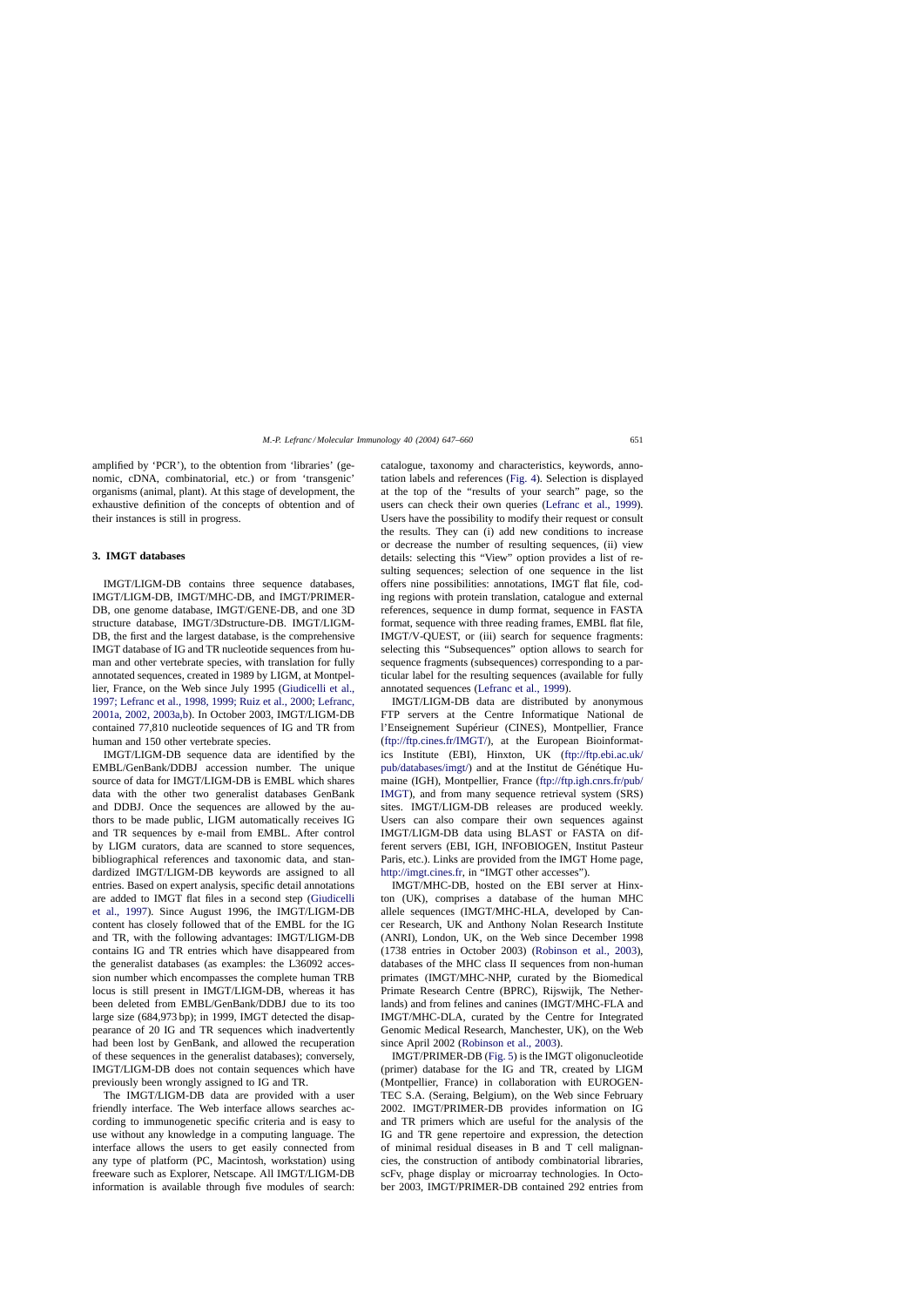amplified by 'PCR'), to the obtention from 'libraries' (genomic, cDNA, combinatorial, etc.) or from 'transgenic' organisms (animal, plant). At this stage of development, the exhaustive definition of the concepts of obtention and of their instances is still in progress.

## 3. IMGT databases

IMGT/LIGM-DB contains three sequence databases, IMGT/LIGM-DB, IMGT/MHC-DB, and IMGT/PRIMER-DB, one genome database, IMGT/GENE-DB, and one 3D structure database, IMGT/3Dstructure-DB. IMGT/LIGM-DB, the first and the largest database, is the comprehensive IMGT database of IG and TR nucleotide sequences from human and other vertebrate species, with translation for fully annotated sequences, created in 1989 by LIGM, at Montpellier, France, on the Web since July 1995 (Giudicelli et al., 1997; Lefranc et al., 1998, 1999; Ruiz et al., 2000; Lefranc, 2001a, 2002, 2003a,b). In October 2003, IMGT/LIGM-DB contained 77,810 nucleotide sequences of IG and TR from human and 150 other vertebrate species.

IMGT/LIGM-DB sequence data are identified by the EMBL/GenBank/DDBJ accession number. The unique source of data for IMGT/LIGM-DB is EMBL which shares data with the other two generalist databases GenBank and DDBJ. Once the sequences are allowed by the authors to be made public, LIGM automatically receives IG and TR sequences by e-mail from EMBL. After control by LIGM curators, data are scanned to store sequences, bibliographical references and taxonomic data, and standardized IMGT/LIGM-DB keywords are assigned to all entries. Based on expert analysis, specific detail annotations are added to IMGT flat files in a second step (Giudicelli et al., 1997). Since August 1996, the IMGT/LIGM-DB content has closely followed that of the EMBL for the IG and TR, with the following advantages: IMGT/LIGM-DB contains IG and TR entries which have disappeared from the generalist databases (as examples: the L36092 accession number which encompasses the complete human TRB locus is still present in IMGT/LIGM-DB, whereas it has been deleted from EMBL/GenBank/DDBJ due to its too large size (684,973 bp); in 1999, IMGT detected the disappearance of 20 IG and TR sequences which inadvertently had been lost by GenBank, and allowed the recuperation of these sequences in the generalist databases); conversely, IMGT/LIGM-DB does not contain sequences which have previously been wrongly assigned to IG and TR.

The IMGT/LIGM-DB data are provided with a user friendly interface. The Web interface allows searches according to immunogenetic specific criteria and is easy to use without any knowledge in a computing language. The interface allows the users to get easily connected from any type of platform (PC, Macintosh, workstation) using freeware such as Explorer, Netscape. All IMGT/LIGM-DB information is available through five modules of search: catalogue, taxonomy and characteristics, keywords, annotation labels and references (Fig. 4). Selection is displayed at the top of the "results of your search" page, so the users can check their own queries (Lefranc et al., 1999). Users have the possibility to modify their request or consult the results. They can (i) add new conditions to increase or decrease the number of resulting sequences, (ii) view details: selecting this "View" option provides a list of resulting sequences; selection of one sequence in the list offers nine possibilities: annotations, IMGT flat file, coding regions with protein translation, catalogue and external references, sequence in dump format, sequence in FASTA format, sequence with three reading frames, EMBL flat file, IMGT/V-QUEST, or (iii) search for sequence fragments: selecting this "Subsequences" option allows to search for sequence fragments (subsequences) corresponding to a particular label for the resulting sequences (available for fully annotated sequences (Lefranc et al., 1999).

IMGT/LIGM-DB data are distributed by anonymous FTP servers at the Centre Informatique National de l'Enseignement Supérieur (CINES), Montpellier, France (ftp://ftp.cines.fr/IMGT/), at the European Bioinformatics Institute (EBI), Hinxton, UK (ftp://ftp.ebi.ac.uk/pub/databases/imgt/) and at the Institut de Génétique Humaine (IGH), Montpellier, France (ftp://ftp.igh.cnrs.fr/pub/IMGT), and from many sequence retrieval system (SRS) sites. IMGT/LIGM-DB releases are produced weekly. Users can also compare their own sequences against IMGT/LIGM-DB data using BLAST or FASTA on different servers (EBI, IGH, INFOBIOGEN, Institut Pasteur Paris, etc.). Links are provided from the IMGT Home page, http://imgt.cines.fr, in "IMGT other accesses").

IMGT/MHC-DB, hosted on the EBI server at Hinxton (UK), comprises a database of the human MHC allele sequences (IMGT/MHC-HLA, developed by Cancer Research, UK and Anthony Nolan Research Institute (ANRI), London, UK, on the Web since December 1998 (1738 entries in October 2003) (Robinson et al., 2003), databases of the MHC class II sequences from non-human primates (IMGT/MHC-NHP, curated by the Biomedical Primate Research Centre (BPRC), Rijswijk, The Netherlands) and from felines and canines (IMGT/MHC-FLA and IMGT/MHC-DLA, curated by the Centre for Integrated Genomic Medical Research, Manchester, UK), on the Web since April 2002 (Robinson et al., 2003).

IMGT/PRIMER-DB (Fig. 5) is the IMGT oligonucleotide (primer) database for the IG and TR, created by LIGM (Montpellier, France) in collaboration with EUROGENTEC S.A. (Seraing, Belgium), on the Web since February 2002. IMGT/PRIMER-DB provides information on IG and TR primers which are useful for the analysis of the IG and TR gene repertoire and expression, the detection of minimal residual diseases in B and T cell malignancies, the construction of antibody combinatorial libraries, scFv, phage display or microarray technologies. In October 2003, IMGT/PRIMER-DB contained 292 entries from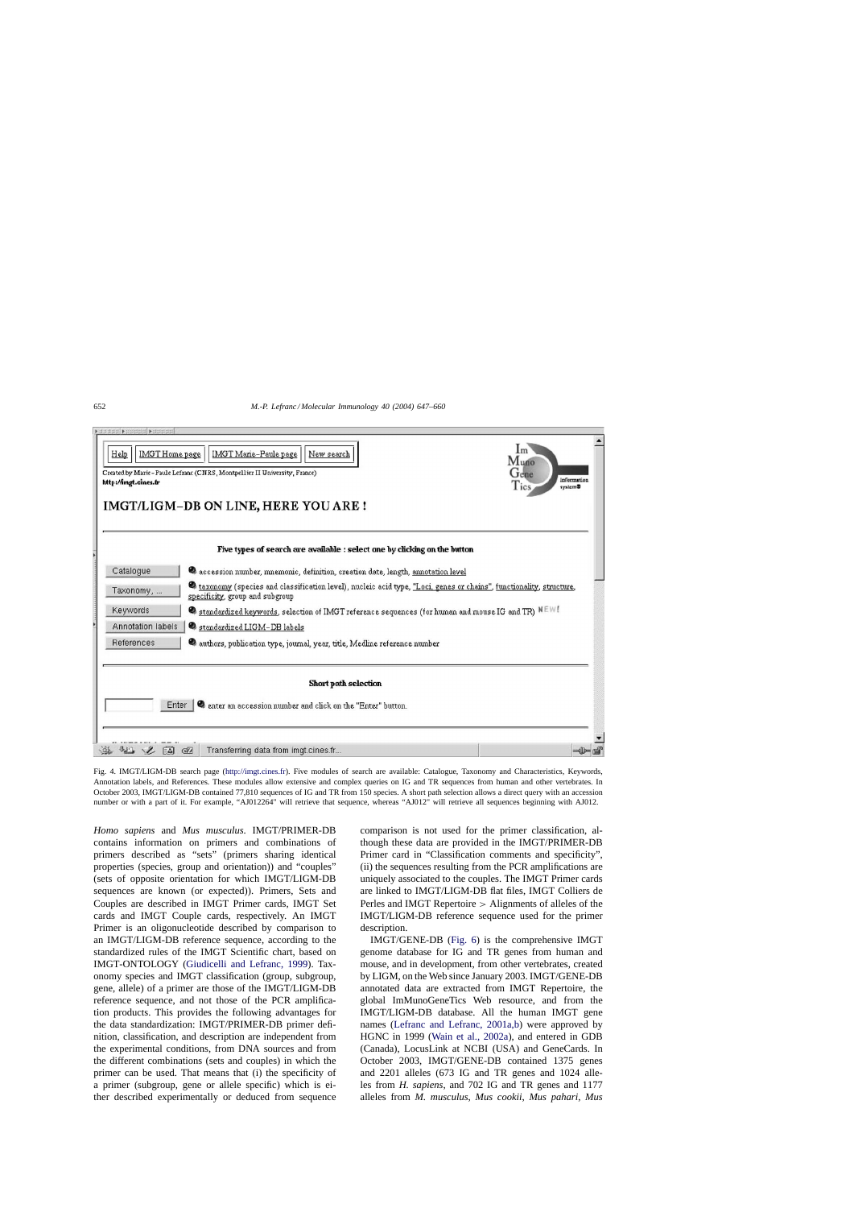Fig. 4. IMGT/LIGM-DB search page (http://imgt.cines.fr). Five modules of search are available: Catalogue, Taxonomy and Characteristics, Keywords, Annotation labels, and References. These modules allow extensive and complex queries on IG and TR sequences from human and other vertebrates. In October 2003, IMGT/LIGM-DB contained 77,810 sequences of IG and TR from 150 species. A short path selection allows a direct query with an accession number or with a part of it. For example, "AJ012264" will retrieve that sequence, whereas "AJ012" will retrieve all sequences beginning with AJ012.

*Homo sapiens* and *Mus musculus*. IMGT/PRIMER-DB contains information on primers and combinations of primers described as "sets" (primers sharing identical properties (species, group and orientation)) and "couples" (sets of opposite orientation for which IMGT/LIGM-DB sequences are known (or expected)). Primers, Sets and Couples are described in IMGT Primer cards, IMGT Set cards and IMGT Couple cards, respectively. An IMGT Primer is an oligonucleotide described by comparison to an IMGT/LIGM-DB reference sequence, according to the standardized rules of the IMGT Scientific chart, based on IMGT-ONTOLOGY (Giudicelli and Lefranc, 1999). Taxonomy species and IMGT classification (group, subgroup, gene, allele) of a primer are those of the IMGT/LIGM-DB reference sequence, and not those of the PCR amplification products. This provides the following advantages for the data standardization: IMGT/PRIMER-DB primer definition, classification, and description are independent from the experimental conditions, from DNA sources and from the different combinations (sets and couples) in which the primer can be used. That means that (i) the specificity of a primer (subgroup, gene or allele specific) which is either described experimentally or deduced from sequence comparison is not used for the primer classification, although these data are provided in the IMGT/PRIMER-DB Primer card in "Classification comments and specificity", (ii) the sequences resulting from the PCR amplifications are uniquely associated to the couples. The IMGT Primer cards are linked to IMGT/LIGM-DB flat files, IMGT Colliers de Perles and IMGT Repertoire > Alignments of alleles of the IMGT/LIGM-DB reference sequence used for the primer description.

IMGT/GENE-DB (Fig. 6) is the comprehensive IMGT genome database for IG and TR genes from human and mouse, and in development, from other vertebrates, created by LIGM, on the Web since January 2003. IMGT/GENE-DB annotated data are extracted from IMGT Repertoire, the global ImMunoGeneTics Web resource, and from the IMGT/LIGM-DB database. All the human IMGT gene names (Lefranc and Lefranc, 2001a,b) were approved by HGNC in 1999 (Wain et al., 2002a), and entered in GDB (Canada), LocusLink at NCBI (USA) and GeneCards. In October 2003, IMGT/GENE-DB contained 1375 genes and 2201 alleles (673 IG and TR genes and 1024 alleles from *H. sapiens*, and 702 IG and TR genes and 1177 alleles from *M. musculus*, *Mus cookii*, *Mus pahari*, *Mus*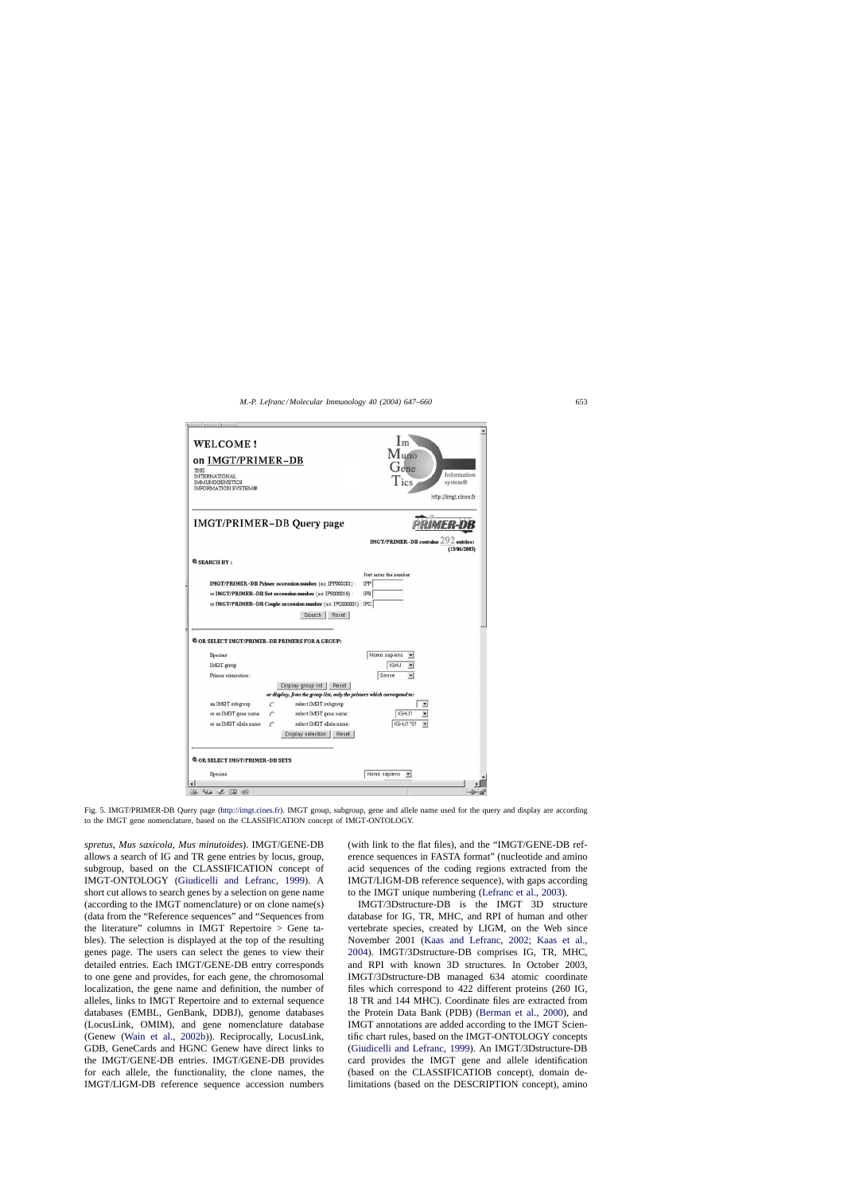Fig. 5. IMGT/PRIMER-DB Query page (http://imgt.cines.fr). IMGT group, subgroup, gene and allele name used for the query and display are according to the IMGT gene nomenclature, based on the CLASSIFICATION concept of IMGT-ONTOLOGY.

*spretus, Mus saxicola, Mus minutoides*). IMGT/GENE-DB allows a search of IG and TR gene entries by locus, group, subgroup, based on the CLASSIFICATION concept of IMGT-ONTOLOGY (Giudicelli and Lefranc, 1999). A short cut allows to search genes by a selection on gene name (according to the IMGT nomenclature) or on clone name(s) (data from the "Reference sequences" and "Sequences from the literature" columns in IMGT Repertoire > Gene tables). The selection is displayed at the top of the resulting genes page. The users can select the genes to view their detailed entries. Each IMGT/GENE-DB entry corresponds to one gene and provides, for each gene, the chromosomal localization, the gene name and definition, the number of alleles, links to IMGT Repertoire and to external sequence databases (EMBL, GenBank, DDBJ), genome databases (LocusLink, OMIM), and gene nomenclature database (Genew (Wain et al., 2002b)). Reciprocally, LocusLink, GDB, GeneCards and HGNC Genew have direct links to the IMGT/GENE-DB entries. IMGT/GENE-DB provides for each allele, the functionality, the clone names, the IMGT/LIGM-DB reference sequence accession numbers (with link to the flat files), and the "IMGT/GENE-DB reference sequences in FASTA format" (nucleotide and amino acid sequences of the coding regions extracted from the IMGT/LIGM-DB reference sequence), with gaps according to the IMGT unique numbering (Lefranc et al., 2003).

IMGT/3Dstructure-DB is the IMGT 3D structure database for IG, TR, MHC, and RPI of human and other vertebrate species, created by LIGM, on the Web since November 2001 (Kaas and Lefranc, 2002; Kaas et al., 2004). IMGT/3Dstructure-DB comprises IG, TR, MHC, and RPI with known 3D structures. In October 2003, IMGT/3Dstructure-DB managed 634 atomic coordinate files which correspond to 422 different proteins (260 IG, 18 TR and 144 MHC). Coordinate files are extracted from the Protein Data Bank (PDB) (Berman et al., 2000), and IMGT annotations are added according to the IMGT Scientific chart rules, based on the IMGT-ONTOLOGY concepts (Giudicelli and Lefranc, 1999). An IMGT/3Dstructure-DB card provides the IMGT gene and allele identification (based on the CLASSIFICATIOB concept), domain delimitations (based on the DESCRIPTION concept), amino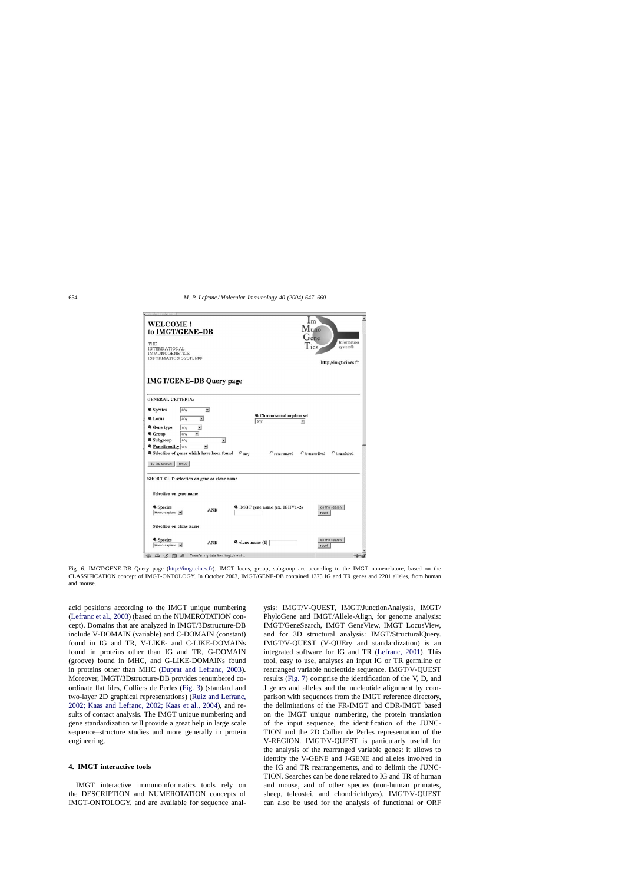Fig. 6. IMGT/GENE-DB Query page (http://imgt.cines.fr). IMGT locus, group, subgroup are according to the IMGT nomenclature, based on the CLASSIFICATION concept of IMGT-ONTOLOGY. In October 2003, IMGT/GENE-DB contained 1375 IG and TR genes and 2201 alleles, from human and mouse.

acid positions according to the IMGT unique numbering (Lefranc et al., 2003) (based on the NUMEROTATION concept). Domains that are analyzed in IMGT/3Dstructure-DB include V-DOMAIN (variable) and C-DOMAIN (constant) found in IG and TR, V-LIKE- and C-LIKE-DOMAINs found in proteins other than IG and TR, G-DOMAIN (groove) found in MHC, and G-LIKE-DOMAINs found in proteins other than MHC (Duprat and Lefranc, 2003). Moreover, IMGT/3Dstructure-DB provides renumbered coordinate flat files, Colliers de Perles (Fig. 3) (standard and two-layer 2D graphical representations) (Ruiz and Lefranc, 2002; Kaas and Lefranc, 2002; Kaas et al., 2004), and results of contact analysis. The IMGT unique numbering and gene standardization will provide a great help in large scale sequence–structure studies and more generally in protein engineering.

## 4. IMGT interactive tools

IMGT interactive immunoinformatics tools rely on the DESCRIPTION and NUMEROTATION concepts of IMGT-ONTOLOGY, and are available for sequence analysis: IMGT/V-QUEST, IMGT/JunctionAnalysis, IMGT/PhyloGene and IMGT/Allele-Align, for genome analysis: IMGT/GeneSearch, IMGT GeneView, IMGT LocusView, and for 3D structural analysis: IMGT/StructuralQuery. IMGT/V-QUEST (V-QUEry and standardization) is an integrated software for IG and TR (Lefranc, 2001). This tool, easy to use, analyses an input IG or TR germline or rearranged variable nucleotide sequence. IMGT/V-QUEST results (Fig. 7) comprise the identification of the V, D, and J genes and alleles and the nucleotide alignment by comparison with sequences from the IMGT reference directory, the delimitations of the FR-IMGT and CDR-IMGT based on the IMGT unique numbering, the protein translation of the input sequence, the identification of the JUNCTION and the 2D Collier de Perles representation of the V-REGION. IMGT/V-QUEST is particularly useful for the analysis of the rearranged variable genes: it allows to identify the V-GENE and J-GENE and alleles involved in the IG and TR rearrangements, and to delimit the JUNCTION. Searches can be done related to IG and TR of human and mouse, and of other species (non-human primates, sheep, teleostei, and chondrichthyes). IMGT/V-QUEST can also be used for the analysis of functional or ORF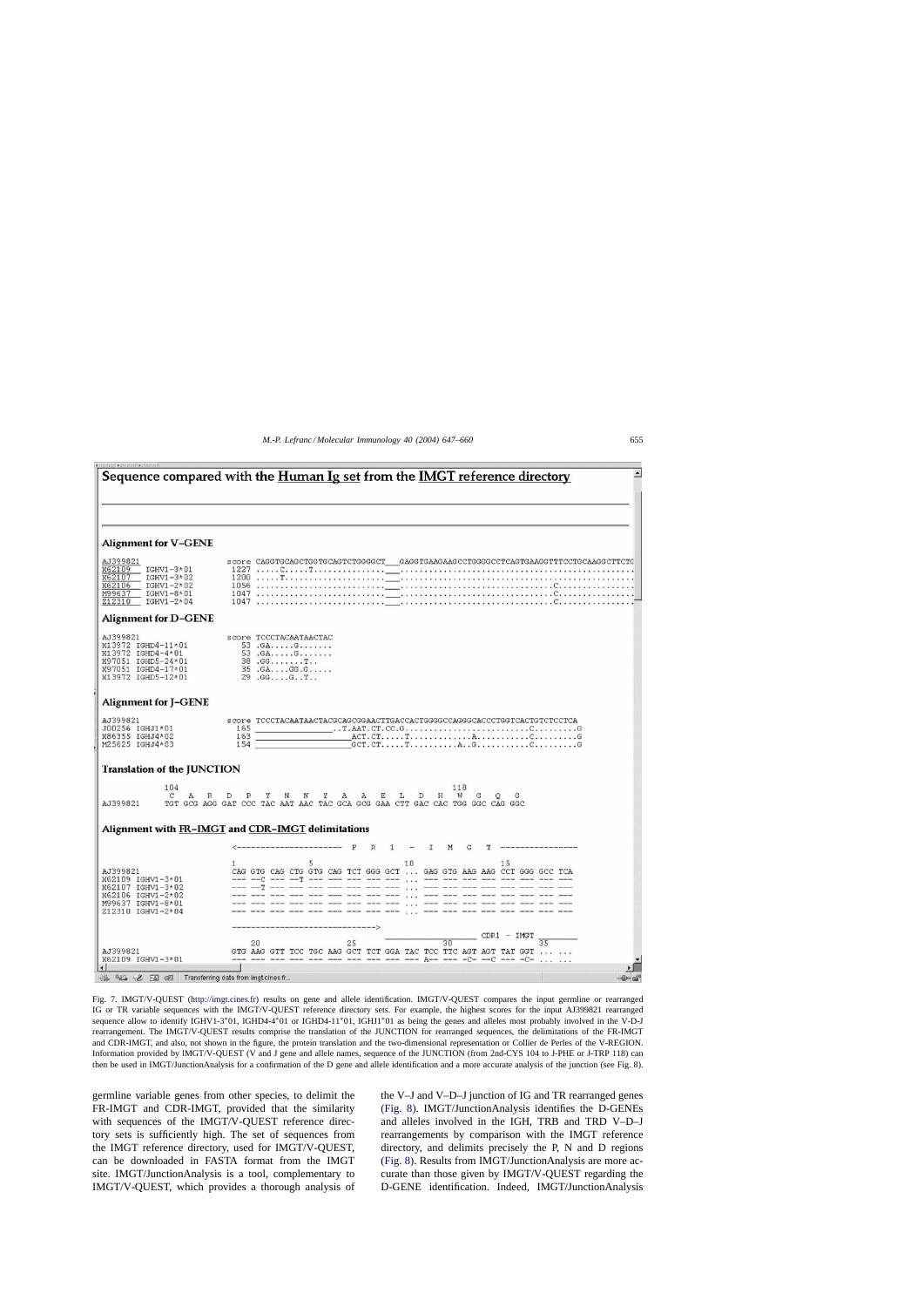# Sequence compared with the Human Ig set from the IMGT reference directory

## Alignment for V-GENE

```
AJ399821                score CAGGTGCAGCTGGTGCAGTCTGGGGCT___GAGGTGAAGAAGCCTGGGGCCTCAGTGAAGGTTTCCTGCAAGGCTTCTG
X62109   IGHV1-3*01     1227 .....C.....T..............___.............................................
X62107   IGHV1-3*02     1200 .....T....................___.............................................
X62106   IGHV1-2*02     1056 ..........................___.............................C................
M99637   IGHV1-8*01     1047 ..........................___.............................C................
Z12310   IGHV1-2*04     1047 ..........................___.............................C................
```

## Alignment for D-GENE

```
AJ399821                score TCCCTACAATAACTAC
X13972 IGHD4-11*01        53 .GA.....G.......
X13972 IGHD4-4*01         53 .GA.....G.......
M97051 IGHD5-24*01        38 .GG.......T..
M97051 IGHD4-17*01        35 .GA....GG.G.....
X13972 IGHD5-12*01        29 .GG....G..T..
```

## Alignment for J-GENE

```
AJ399821              score TCCCTACAATAACTACGCAGCGGAACTTGACCACTGGGGCCAGGGCACCCTGGTCACTGTCTCCTCA
J00256 IGHJ1*01        165 ________________..T.AAT.CT.CC.G..........................C.........G
X86355 IGHJ4*02        163 ________________________ACT.CT.....T.............A...........C.........G
M25625 IGHJ4*03        154 ________________________GCT.CT.....T..........A..G...........C.........G
```

## Translation of the JUNCTION

```
             104                                                  118
              C   A   R   D   P   Y   N   N   Y   A   A   E   L   D   H   W   G   Q   G
AJ399821     TGT GCG AGG GAT CCC TAC AAT AAC TAC GCA GCG GAA CTT GAC CAC TGG GGC CAG GGC
```

## Alignment with FR-IMGT and CDR-IMGT delimitations

```
                     <---------------------- F  R  1  -  I  M  G  T ----------------

                     1               5                   10                  15
AJ399821             CAG GTG CAG CTG GTG CAG TCT GGG GCT ... GAG GTG AAG AAG CCT GGG GCC TCA
X62109 IGHV1-3*01    --- --C --- --T --- --- --- --- --- ... --- --- --- --- --- --- --- ---
X62107 IGHV1-3*02    --- --T --- --- --- --- --- --- --- ... --- --- --- --- --- --- --- ---
X62106 IGHV1-2*02    --- --- --- --- --- --- --- --- --- ... --- --- --- --- --- --- --- ---
M99637 IGHV1-8*01    --- --- --- --- --- --- --- --- --- ... --- --- --- --- --- --- --- ---
Z12310 IGHV1-2*04    --- --- --- --- --- --- --- --- --- ... --- --- --- --- --- --- --- ---

                     ------------------------------->
                                                          ______________ CDR1 - IMGT ________
                         20                  25                  30                  35
AJ399821             GTG AAG GTT TCC TGC AAG GCT TCT GGA TAC TCC TTC AGT AGT TAT GGT ... ...
X62109 IGHV1-3*01    --- --- --- --- --- --- --- --- --- --- A-- --- -C- --C --- -C- ... ...
```

Fig. 7. IMGT/V-QUEST (http://imgt.cines.fr) results on gene and allele identification. IMGT/V-QUEST compares the input germline or rearranged IG or TR variable sequences with the IMGT/V-QUEST reference directory sets. For example, the highest scores for the input AJ399821 rearranged sequence allow to identify IGHV1-3*01, IGHD4-4*01 or IGHD4-11*01, IGHJ1*01 as being the genes and alleles most probably involved in the V-D-J rearrangement. The IMGT/V-QUEST results comprise the translation of the JUNCTION for rearranged sequences, the delimitations of the FR-IMGT and CDR-IMGT, and also, not shown in the figure, the protein translation and the two-dimensional representation or Collier de Perles of the V-REGION. Information provided by IMGT/V-QUEST (V and J gene and allele names, sequence of the JUNCTION (from 2nd-CYS 104 to J-PHE or J-TRP 118) can then be used in IMGT/JunctionAnalysis for a confirmation of the D gene and allele identification and a more accurate analysis of the junction (see Fig. 8).

germline variable genes from other species, to delimit the FR-IMGT and CDR-IMGT, provided that the similarity with sequences of the IMGT/V-QUEST reference directory sets is sufficiently high. The set of sequences from the IMGT reference directory, used for IMGT/V-QUEST, can be downloaded in FASTA format from the IMGT site. IMGT/JunctionAnalysis is a tool, complementary to IMGT/V-QUEST, which provides a thorough analysis of the V–J and V–D–J junction of IG and TR rearranged genes (Fig. 8). IMGT/JunctionAnalysis identifies the D-GENEs and alleles involved in the IGH, TRB and TRD V–D–J rearrangements by comparison with the IMGT reference directory, and delimits precisely the P, N and D regions (Fig. 8). Results from IMGT/JunctionAnalysis are more accurate than those given by IMGT/V-QUEST regarding the D-GENE identification. Indeed, IMGT/JunctionAnalysis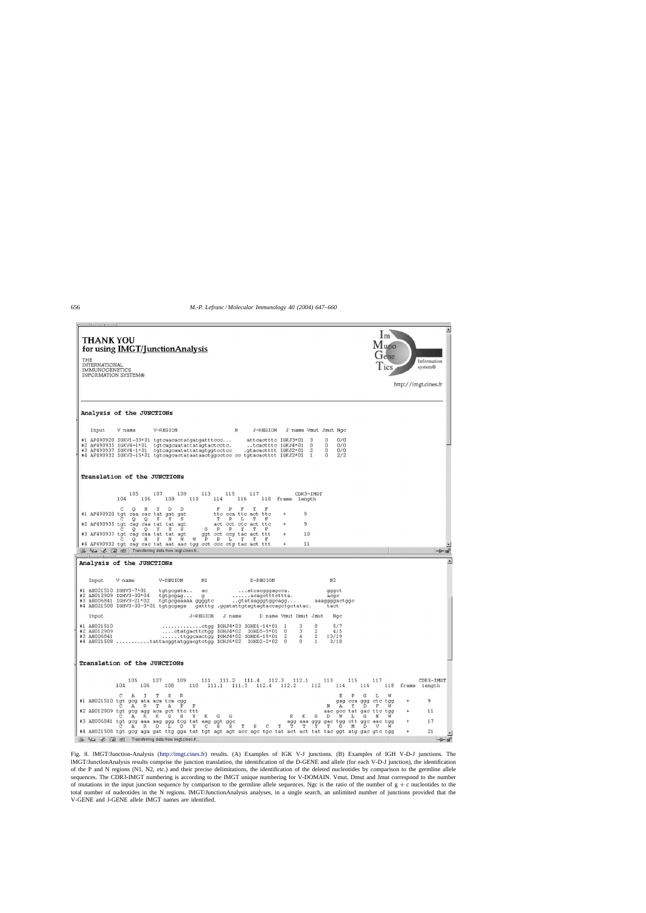**THANK YOU**
**for using IMGT/JunctionAnalysis**

THE
INTERNATIONAL
IMMUNOGENETICS
INFORMATION SYSTEM®

http://imgt.cines.fr

```
Analysis of the JUNCTIONs

   Input    V name       V-REGION                    N      J-REGION   J name Vmut Jmut Ngc

#1 AF490920 IGKV1-33*01  tgtcaacactatgatgatttccc...         attcactttc IGKJ3*01  3    0   0/0
#2 AF490935 IGKV4-1*01   tgtcagcaatattatagtactcctc.         ..tcactttc IGKJ4*01  0    0   0/0
#3 AF490937 IGKV4-1*01   tgtcagcaatattatagtggtcctcc        .gtacactttt IGKJ2*01  2    0   0/0
#4 AF490932 IGKV3-15*01  tgtcagcactataataactggcctcc cc tgtacactttt IGKJ2*01  1    0   2/2


Translation of the JUNCTIONs

              105     107     109     113     115     117          CDR3-IMGT
          104     106     108     110     114     116     118  frame  length

             C   Q   H   Y   D   D           F   P   F   T   F
#1 AF490920 tgt caa cac tat gat gat         ttc cca ttc act ttc    +      9
             C   Q   Q   Y   Y   S           T   P   L   T   F
#2 AF490935 tgt cag caa tat tat agt         act cct ctc act ttc    +      9
             C   Q   Q   Y   Y   S       G   P   P   Y   T   F
#3 AF490937 tgt cag caa tat tat agt     ggt cct ccg tac act ttt    +     10
             C   Q   H   Y   N   N   W   P   P   L   Y   T   F
#4 AF490932 tgt cag cac tat aat aac tgg cct ccc ctg tac act ttt    +     11
```

```
Analysis of the JUNCTIONs

   Input    V name        V-REGION       N1            D-REGION                N2

#1 AB021510 IGHV3-7*01    tgtgcgata..    ac         ...atcacggggagcca.          gggct
#2 AB012909 IGHV3-30*04   tgtgcgag...    g         ......acagctttcttta.         acgc
#3 AB006841 IGHV3-21*02   tgtgcgaaaaa ggggtc       ..gtataagggtggcagg...      aaaggggactggc
#4 AB021508 IGHV3-30-3*01 tgtgcgaga   gatttg .ggatattgtagtagtaccagctgctatac.    tact

   Input                        J-REGION   J name      D name Vmut Dmut Jmut   Ngc

#1 AB021510               ............ctgg IGHJ4*03 IGHD1-14*01  1    3    0    5/7
#2 AB012909               ....ctatgacttctgg IGHJ4*02  IGHD5-5*01  0    3    2    4/5
#3 AB006841               ......ttggcaactgg IGHJ4*02 IGHD6-19*01  2    4    2   13/19
#4 AB021508 ...........tattacggtatggacgtctgg IGHJ6*02  IGHD2-2*02  0    0    1    3/10


Translation of the JUNCTIONs

              105     107     109     111   111.2   111.4  112.3   112.1     113     115     117          CDR3-IMGT
          104     106     108     110   111.1   111.3  112.4   112.2   112     114     116     118  frame  length

             C   A   I   T   S   R                                                 E   P   G   L   W
#1 AB021510 tgt gcg ata aca tca cgg                                               gag cca ggg ctc tgg    +      9
             C   A   R   T   A   F   F                                         N   A   Y   D   F   W
#2 AB012909 tgt gcg agg aca gct ttc ttt                                       aac gcc tat gac ttc tgg    +     11
             C   A   K   K   G   S   Y   K   G   G                     R   K   G   D   W   L   G   N   W
#3 AB006841 tgt gcg aaa aag ggg tcg tat aag ggt ggc                   agg aaa ggg gac tgg ctt ggc aac tgg    +     17
             C   A   R   D   L   G   Y   C   S   S   T   S   C   Y   T   T   Y   Y   G   M   D   V   W
#4 AB021508 tgt gcg aga gat ttg gga tat tgt agt agt acc agc tgc tat act act tat tac ggt atg gac gtc tgg    +     21
```

Fig. 8. IMGT/Junction-Analysis (http://imgt.cines.fr) results. (A) Examples of IGK V-J junctions. (B) Examples of IGH V-D-J junctions. The IMGT/JunctionAnalysis results comprise the junction translation, the identification of the D-GENE and allele (for each V-D-J junction), the identification of the P and N regions (N1, N2, etc.) and their precise delimitations, the identification of the deleted nucleotides by comparison to the germline allele sequences. The CDR3-IMGT numbering is according to the IMGT unique numbering for V-DOMAIN. Vmut, Dmut and Jmut correspond to the number of mutations in the input junction sequence by comparison to the germline allele sequences. Ngc is the ratio of the number of g + c nucleotides to the total number of nucleotides in the N regions. IMGT/JunctionAnalysis analyses, in a single search, an unlimited number of junctions provided that the V-GENE and J-GENE allele IMGT names are identified.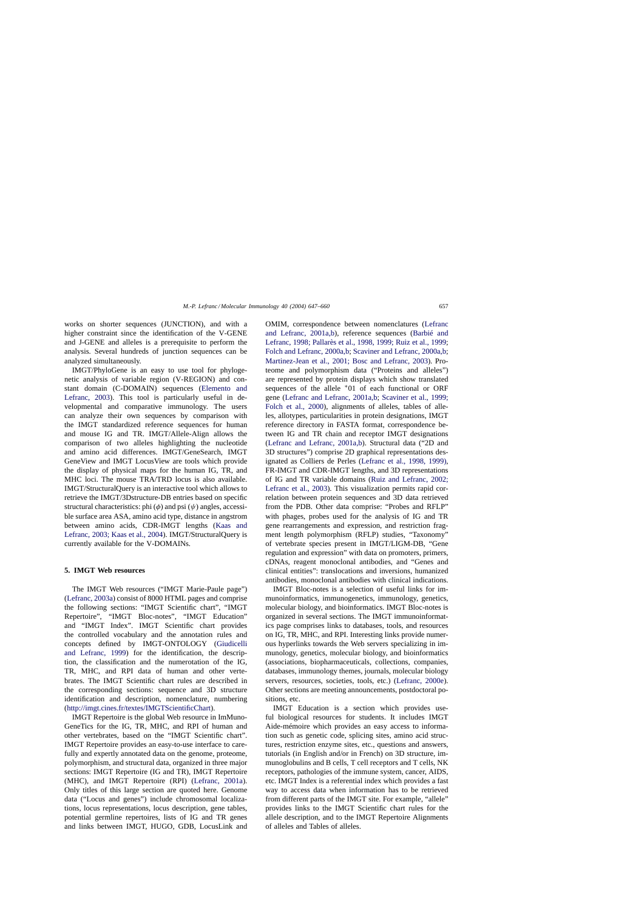works on shorter sequences (JUNCTION), and with a higher constraint since the identification of the V-GENE and J-GENE and alleles is a prerequisite to perform the analysis. Several hundreds of junction sequences can be analyzed simultaneously.

IMGT/PhyloGene is an easy to use tool for phylogenetic analysis of variable region (V-REGION) and constant domain (C-DOMAIN) sequences (Elemento and Lefranc, 2003). This tool is particularly useful in developmental and comparative immunology. The users can analyze their own sequences by comparison with the IMGT standardized reference sequences for human and mouse IG and TR. IMGT/Allele-Align allows the comparison of two alleles highlighting the nucleotide and amino acid differences. IMGT/GeneSearch, IMGT GeneView and IMGT LocusView are tools which provide the display of physical maps for the human IG, TR, and MHC loci. The mouse TRA/TRD locus is also available. IMGT/StructuralQuery is an interactive tool which allows to retrieve the IMGT/3Dstructure-DB entries based on specific structural characteristics: phi ($\phi$) and psi ($\psi$) angles, accessible surface area ASA, amino acid type, distance in angstrom between amino acids, CDR-IMGT lengths (Kaas and Lefranc, 2003; Kaas et al., 2004). IMGT/StructuralQuery is currently available for the V-DOMAINs.

## 5. IMGT Web resources

The IMGT Web resources ("IMGT Marie-Paule page") (Lefranc, 2003a) consist of 8000 HTML pages and comprise the following sections: "IMGT Scientific chart", "IMGT Repertoire", "IMGT Bloc-notes", "IMGT Education" and "IMGT Index". IMGT Scientific chart provides the controlled vocabulary and the annotation rules and concepts defined by IMGT-ONTOLOGY (Giudicelli and Lefranc, 1999) for the identification, the description, the classification and the numerotation of the IG, TR, MHC, and RPI data of human and other vertebrates. The IMGT Scientific chart rules are described in the corresponding sections: sequence and 3D structure identification and description, nomenclature, numbering (http://imgt.cines.fr/textes/IMGTScientificChart).

IMGT Repertoire is the global Web resource in ImMunoGeneTics for the IG, TR, MHC, and RPI of human and other vertebrates, based on the "IMGT Scientific chart". IMGT Repertoire provides an easy-to-use interface to carefully and expertly annotated data on the genome, proteome, polymorphism, and structural data, organized in three major sections: IMGT Repertoire (IG and TR), IMGT Repertoire (MHC), and IMGT Repertoire (RPI) (Lefranc, 2001a). Only titles of this large section are quoted here. Genome data ("Locus and genes") include chromosomal localizations, locus representations, locus description, gene tables, potential germline repertoires, lists of IG and TR genes and links between IMGT, HUGO, GDB, LocusLink and OMIM, correspondence between nomenclatures (Lefranc and Lefranc, 2001a,b), reference sequences (Barbié and Lefranc, 1998; Pallarès et al., 1998, 1999; Ruiz et al., 1999; Folch and Lefranc, 2000a,b; Scaviner and Lefranc, 2000a,b; Martinez-Jean et al., 2001; Bosc and Lefranc, 2003). Proteome and polymorphism data ("Proteins and alleles") are represented by protein displays which show translated sequences of the allele *01 of each functional or ORF gene (Lefranc and Lefranc, 2001a,b; Scaviner et al., 1999; Folch et al., 2000), alignments of alleles, tables of alleles, allotypes, particularities in protein designations, IMGT reference directory in FASTA format, correspondence between IG and TR chain and receptor IMGT designations (Lefranc and Lefranc, 2001a,b). Structural data ("2D and 3D structures") comprise 2D graphical representations designated as Colliers de Perles (Lefranc et al., 1998, 1999), FR-IMGT and CDR-IMGT lengths, and 3D representations of IG and TR variable domains (Ruiz and Lefranc, 2002; Lefranc et al., 2003). This visualization permits rapid correlation between protein sequences and 3D data retrieved from the PDB. Other data comprise: "Probes and RFLP" with phages, probes used for the analysis of IG and TR gene rearrangements and expression, and restriction fragment length polymorphism (RFLP) studies, "Taxonomy" of vertebrate species present in IMGT/LIGM-DB, "Gene regulation and expression" with data on promoters, primers, cDNAs, reagent monoclonal antibodies, and "Genes and clinical entities": translocations and inversions, humanized antibodies, monoclonal antibodies with clinical indications.

IMGT Bloc-notes is a selection of useful links for immunoinformatics, immunogenetics, immunology, genetics, molecular biology, and bioinformatics. IMGT Bloc-notes is organized in several sections. The IMGT immunoinformatics page comprises links to databases, tools, and resources on IG, TR, MHC, and RPI. Interesting links provide numerous hyperlinks towards the Web servers specializing in immunology, genetics, molecular biology, and bioinformatics (associations, biopharmaceuticals, collections, companies, databases, immunology themes, journals, molecular biology servers, resources, societies, tools, etc.) (Lefranc, 2000e). Other sections are meeting announcements, postdoctoral positions, etc.

IMGT Education is a section which provides useful biological resources for students. It includes IMGT Aide-mémoire which provides an easy access to information such as genetic code, splicing sites, amino acid structures, restriction enzyme sites, etc., questions and answers, tutorials (in English and/or in French) on 3D structure, immunoglobulins and B cells, T cell receptors and T cells, NK receptors, pathologies of the immune system, cancer, AIDS, etc. IMGT Index is a referential index which provides a fast way to access data when information has to be retrieved from different parts of the IMGT site. For example, "allele" provides links to the IMGT Scientific chart rules for the allele description, and to the IMGT Repertoire Alignments of alleles and Tables of alleles.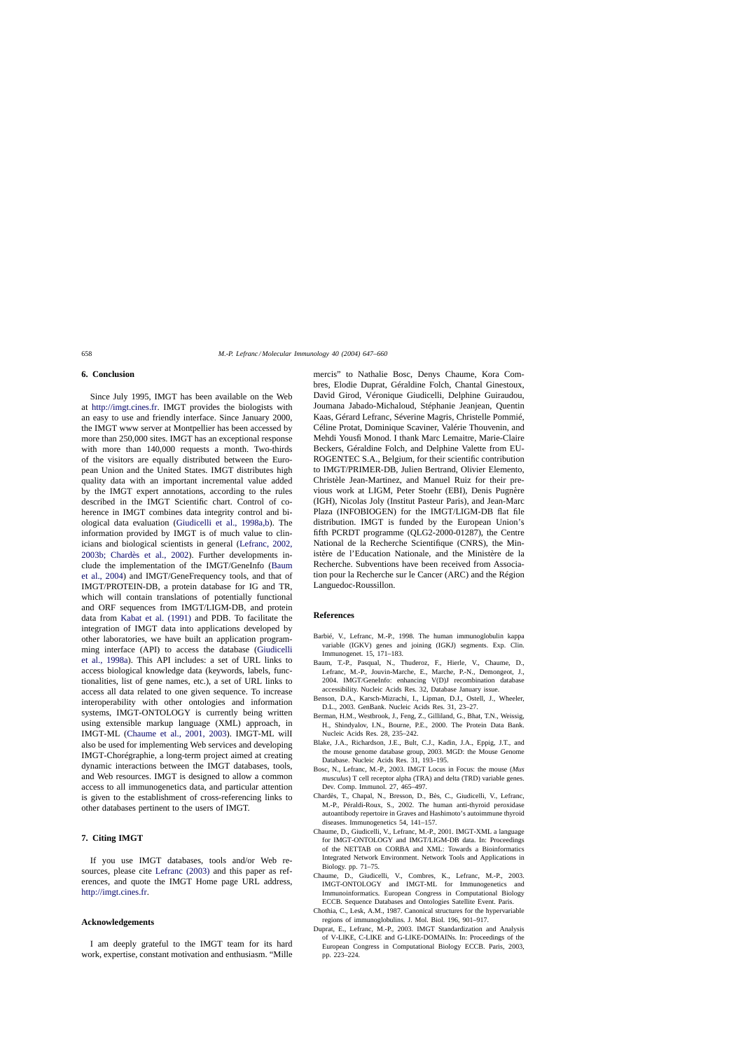## 6. Conclusion

Since July 1995, IMGT has been available on the Web at http://imgt.cines.fr. IMGT provides the biologists with an easy to use and friendly interface. Since January 2000, the IMGT www server at Montpellier has been accessed by more than 250,000 sites. IMGT has an exceptional response with more than 140,000 requests a month. Two-thirds of the visitors are equally distributed between the European Union and the United States. IMGT distributes high quality data with an important incremental value added by the IMGT expert annotations, according to the rules described in the IMGT Scientific chart. Control of coherence in IMGT combines data integrity control and biological data evaluation (Giudicelli et al., 1998a,b). The information provided by IMGT is of much value to clinicians and biological scientists in general (Lefranc, 2002, 2003b; Chardès et al., 2002). Further developments include the implementation of the IMGT/GeneInfo (Baum et al., 2004) and IMGT/GeneFrequency tools, and that of IMGT/PROTEIN-DB, a protein database for IG and TR, which will contain translations of potentially functional and ORF sequences from IMGT/LIGM-DB, and protein data from Kabat et al. (1991) and PDB. To facilitate the integration of IMGT data into applications developed by other laboratories, we have built an application programming interface (API) to access the database (Giudicelli et al., 1998a). This API includes: a set of URL links to access biological knowledge data (keywords, labels, functionalities, list of gene names, etc.), a set of URL links to access all data related to one given sequence. To increase interoperability with other ontologies and information systems, IMGT-ONTOLOGY is currently being written using extensible markup language (XML) approach, in IMGT-ML (Chaume et al., 2001, 2003). IMGT-ML will also be used for implementing Web services and developing IMGT-Chorégraphie, a long-term project aimed at creating dynamic interactions between the IMGT databases, tools, and Web resources. IMGT is designed to allow a common access to all immunogenetics data, and particular attention is given to the establishment of cross-referencing links to other databases pertinent to the users of IMGT.

## 7. Citing IMGT

If you use IMGT databases, tools and/or Web resources, please cite Lefranc (2003) and this paper as references, and quote the IMGT Home page URL address, http://imgt.cines.fr.

## Acknowledgements

I am deeply grateful to the IMGT team for its hard work, expertise, constant motivation and enthusiasm. "Mille mercis" to Nathalie Bosc, Denys Chaume, Kora Combres, Elodie Duprat, Géraldine Folch, Chantal Ginestoux, David Girod, Véronique Giudicelli, Delphine Guiraudou, Joumana Jabado-Michaloud, Stéphanie Jeanjean, Quentin Kaas, Gérard Lefranc, Séverine Magris, Christelle Pommié, Céline Protat, Dominique Scaviner, Valérie Thouvenin, and Mehdi Yousfi Monod. I thank Marc Lemaitre, Marie-Claire Beckers, Géraldine Folch, and Delphine Valette from EUROGENTEC S.A., Belgium, for their scientific contribution to IMGT/PRIMER-DB, Julien Bertrand, Olivier Elemento, Christèle Jean-Martinez, and Manuel Ruiz for their previous work at LIGM, Peter Stoehr (EBI), Denis Pugnère (IGH), Nicolas Joly (Institut Pasteur Paris), and Jean-Marc Plaza (INFOBIOGEN) for the IMGT/LIGM-DB flat file distribution. IMGT is funded by the European Union's fifth PCRDT programme (QLG2-2000-01287), the Centre National de la Recherche Scientifique (CNRS), the Ministère de l'Education Nationale, and the Ministère de la Recherche. Subventions have been received from Association pour la Recherche sur le Cancer (ARC) and the Région Languedoc-Roussillon.

## References

Barbié, V., Lefranc, M.-P., 1998. The human immunoglobulin kappa variable (IGKV) genes and joining (IGKJ) segments. Exp. Clin. Immunogenet. 15, 171–183.

Baum, T.-P., Pasqual, N., Thuderoz, F., Hierle, V., Chaume, D., Lefranc, M.-P., Jouvin-Marche, E., Marche, P.-N., Demongeot, J., 2004. IMGT/GeneInfo: enhancing V(D)J recombination database accessibility. Nucleic Acids Res. 32, Database January issue.

Benson, D.A., Karsch-Mizrachi, I., Lipman, D.J., Ostell, J., Wheeler, D.L., 2003. GenBank. Nucleic Acids Res. 31, 23–27.

Berman, H.M., Westbrook, J., Feng, Z., Gilliland, G., Bhat, T.N., Weissig, H., Shindyalov, I.N., Bourne, P.E., 2000. The Protein Data Bank. Nucleic Acids Res. 28, 235–242.

Blake, J.A., Richardson, J.E., Bult, C.J., Kadin, J.A., Eppig, J.T., and the mouse genome database group, 2003. MGD: the Mouse Genome Database. Nucleic Acids Res. 31, 193–195.

Bosc, N., Lefranc, M.-P., 2003. IMGT Locus in Focus: the mouse (*Mus musculus*) T cell receptor alpha (TRA) and delta (TRD) variable genes. Dev. Comp. Immunol. 27, 465–497.

Chardès, T., Chapal, N., Bresson, D., Bès, C., Giudicelli, V., Lefranc, M.-P., Péraldi-Roux, S., 2002. The human anti-thyroid peroxidase autoantibody repertoire in Graves and Hashimoto's autoimmune thyroid diseases. Immunogenetics 54, 141–157.

Chaume, D., Giudicelli, V., Lefranc, M.-P., 2001. IMGT-XML a language for IMGT-ONTOLOGY and IMGT/LIGM-DB data. In: Proceedings of the NETTAB on CORBA and XML: Towards a Bioinformatics Integrated Network Environment. Network Tools and Applications in Biology. pp. 71–75.

Chaume, D., Giudicelli, V., Combres, K., Lefranc, M.-P., 2003. IMGT-ONTOLOGY and IMGT-ML for Immunogenetics and Immunoinformatics. European Congress in Computational Biology ECCB. Sequence Databases and Ontologies Satellite Event. Paris.

Chothia, C., Lesk, A.M., 1987. Canonical structures for the hypervariable regions of immunoglobulins. J. Mol. Biol. 196, 901–917.

Duprat, E., Lefranc, M.-P., 2003. IMGT Standardization and Analysis of V-LIKE, C-LIKE and G-LIKE-DOMAINs. In: Proceedings of the European Congress in Computational Biology ECCB. Paris, 2003, pp. 223–224.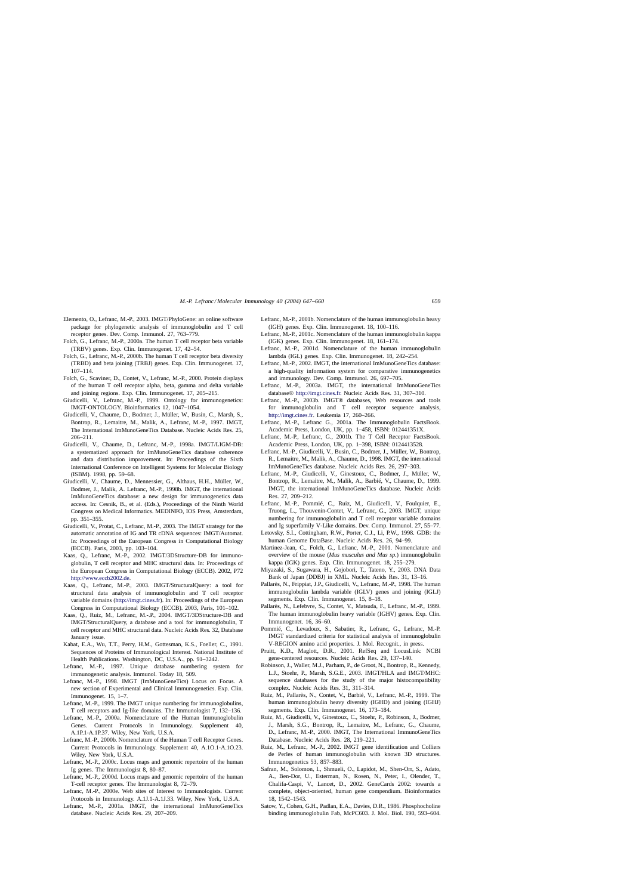Elemento, O., Lefranc, M.-P., 2003. IMGT/PhyloGene: an online software package for phylogenetic analysis of immunoglobulin and T cell receptor genes. Dev. Comp. Immunol. 27, 763–779.

Folch, G., Lefranc, M.-P., 2000a. The human T cell receptor beta variable (TRBV) genes. Exp. Clin. Immunogenet. 17, 42–54.

Folch, G., Lefranc, M.-P., 2000b. The human T cell receptor beta diversity (TRBD) and beta joining (TRBJ) genes. Exp. Clin. Immunogenet. 17, 107–114.

Folch, G., Scaviner, D., Contet, V., Lefranc, M.-P., 2000. Protein displays of the human T cell receptor alpha, beta, gamma and delta variable and joining regions. Exp. Clin. Immunogenet. 17, 205–215.

Giudicelli, V., Lefranc, M.-P., 1999. Ontology for immunogenetics: IMGT-ONTOLOGY. Bioinformatics 12, 1047–1054.

Giudicelli, V., Chaume, D., Bodmer, J., Müller, W., Busin, C., Marsh, S., Bontrop, R., Lemaitre, M., Malik, A., Lefranc, M.-P., 1997. IMGT, The International ImMunoGeneTics Database. Nucleic Acids Res. 25, 206–211.

Giudicelli, V., Chaume, D., Lefranc, M.-P., 1998a. IMGT/LIGM-DB: a systematized approach for ImMunoGeneTics database coherence and data distribution improvement. In: Proceedings of the Sixth International Conference on Intelligent Systems for Molecular Biology (ISBM). 1998, pp. 59–68.

Giudicelli, V., Chaume, D., Mennessier, G., Althaus, H.H., Müller, W., Bodmer, J., Malik, A. Lefranc, M.-P., 1998b. IMGT, the international ImMunoGeneTics database: a new design for immunogenetics data access. In: Cesnik, B., et al. (Eds.), Proceedings of the Ninth World Congress on Medical Informatics. MEDINFO, IOS Press, Amsterdam, pp. 351–355.

Giudicelli, V., Protat, C., Lefranc, M.-P., 2003. The IMGT strategy for the automatic annotation of IG and TR cDNA sequences: IMGT/Automat. In: Proceedings of the European Congress in Computational Biology (ECCB). Paris, 2003, pp. 103–104.

Kaas, Q., Lefranc, M.-P., 2002. IMGT/3DStructure-DB for immunoglobulin, T cell receptor and MHC structural data. In: Proceedings of the European Congress in Computational Biology (ECCB). 2002, P72 http://www.eccb2002.de.

Kaas, Q., Lefranc, M.-P., 2003. IMGT/StructuralQuery: a tool for structural data analysis of immunoglobulin and T cell receptor variable domains (http://imgt.cines.fr). In: Proceedings of the European Congress in Computational Biology (ECCB). 2003, Paris, 101–102.

Kaas, Q., Ruiz, M., Lefranc, M.-P., 2004. IMGT/3DStructure-DB and IMGT/StructuralQuery, a database and a tool for immunoglobulin, T cell receptor and MHC structural data. Nucleic Acids Res. 32, Database January issue.

Kabat, E.A., Wu, T.T., Perry, H.M., Gottesman, K.S., Foeller, C., 1991. Sequences of Proteins of Immunological Interest. National Institute of Health Publications. Washington, DC, U.S.A., pp. 91–3242.

Lefranc, M.-P., 1997. Unique database numbering system for immunogenetic analysis. Immunol. Today 18, 509.

Lefranc, M.-P., 1998. IMGT (ImMunoGeneTics) Locus on Focus. A new section of Experimental and Clinical Immunogenetics. Exp. Clin. Immunogenet. 15, 1–7.

Lefranc, M.-P., 1999. The IMGT unique numbering for immunoglobulins, T cell receptors and Ig-like domains. The Immunologist 7, 132–136.

Lefranc, M.-P., 2000a. Nomenclature of the Human Immunoglobulin Genes. Current Protocols in Immunology. Supplement 40, A.1P.1-A.1P.37. Wiley, New York, U.S.A.

Lefranc, M.-P., 2000b. Nomenclature of the Human T cell Receptor Genes. Current Protocols in Immunology. Supplement 40, A.1O.1-A.1O.23. Wiley, New York, U.S.A.

Lefranc, M.-P., 2000c. Locus maps and genomic repertoire of the human Ig genes. The Immunologist 8, 80–87.

Lefranc, M.-P., 2000d. Locus maps and genomic repertoire of the human T-cell receptor genes. The Immunologist 8, 72–79.

Lefranc, M.-P., 2000e. Web sites of Interest to Immunologists. Current Protocols in Immunology. A.1J.1-A.1J.33. Wiley, New York, U.S.A.

Lefranc, M.-P., 2001a. IMGT, the international ImMunoGeneTics database. Nucleic Acids Res. 29, 207–209.

Lefranc, M.-P., 2001b. Nomenclature of the human immunoglobulin heavy (IGH) genes. Exp. Clin. Immunogenet. 18, 100–116.

Lefranc, M.-P., 2001c. Nomenclature of the human immunoglobulin kappa (IGK) genes. Exp. Clin. Immunogenet. 18, 161–174.

Lefranc, M.-P., 2001d. Nomenclature of the human immunoglobulin lambda (IGL) genes. Exp. Clin. Immunogenet. 18, 242–254.

Lefranc, M.-P., 2002. IMGT, the international ImMunoGeneTics database: a high-quality information system for comparative immunogenetics and immunology. Dev. Comp. Immunol. 26, 697–705.

Lefranc, M.-P., 2003a. IMGT, the international ImMunoGeneTics database® http://imgt.cines.fr. Nucleic Acids Res. 31, 307–310.

Lefranc, M.-P., 2003b. IMGT® databases, Web resources and tools for immunoglobulin and T cell receptor sequence analysis, http://imgt.cines.fr. Leukemia 17, 260–266.

Lefranc, M.-P., Lefranc G., 2001a. The Immunoglobulin FactsBook. Academic Press, London, UK, pp. 1–458, ISBN: 012441351X.

Lefranc, M.-P., Lefranc, G., 2001b. The T Cell Receptor FactsBook. Academic Press, London, UK, pp. 1–398, ISBN: 0124413528.

Lefranc, M.-P., Giudicelli, V., Busin, C., Bodmer, J., Müller, W., Bontrop, R., Lemaitre, M., Malik, A., Chaume, D., 1998. IMGT, the international ImMunoGeneTics database. Nucleic Acids Res. 26, 297–303.

Lefranc, M.-P., Giudicelli, V., Ginestoux, C., Bodmer, J., Müller, W., Bontrop, R., Lemaitre, M., Malik, A., Barbié, V., Chaume, D., 1999. IMGT, the international ImMunoGeneTics database. Nucleic Acids Res. 27, 209–212.

Lefranc, M.-P., Pommié, C., Ruiz, M., Giudicelli, V., Foulquier, E., Truong, L., Thouvenin-Contet, V., Lefranc, G., 2003. IMGT, unique numbering for immunoglobulin and T cell receptor variable domains and Ig superfamily V-Like domains. Dev. Comp. Immunol. 27, 55–77.

Letovsky, S.I., Cottingham, R.W., Porter, C.J., Li, P.W., 1998. GDB: the human Genome DataBase. Nucleic Acids Res. 26, 94–99.

Martinez-Jean, C., Folch, G., Lefranc, M.-P., 2001. Nomenclature and overview of the mouse (*Mus musculus and Mus sp.*) immunoglobulin kappa (IGK) genes. Exp. Clin. Immunogenet. 18, 255–279.

Miyazaki, S., Sugawara, H., Gojobori, T., Tateno, Y., 2003. DNA Data Bank of Japan (DDBJ) in XML. Nucleic Acids Res. 31, 13–16.

Pallarès, N., Frippiat, J.P., Giudicelli, V., Lefranc, M.-P., 1998. The human immunoglobulin lambda variable (IGLV) genes and joining (IGLJ) segments. Exp. Clin. Immunogenet. 15, 8–18.

Pallarès, N., Lefebvre, S., Contet, V., Matsuda, F., Lefranc, M.-P., 1999. The human immunoglobulin heavy variable (IGHV) genes. Exp. Clin. Immunogenet. 16, 36–60.

Pommié, C., Levadoux, S., Sabatier, R., Lefranc, G., Lefranc, M.-P. IMGT standardized criteria for statistical analysis of immunoglobulin V-REGION amino acid properties. J. Mol. Recognit., in press.

Pruitt, K.D., Maglott, D.R., 2001. RefSeq and LocusLink: NCBI gene-centered resources. Nucleic Acids Res. 29, 137–140.

Robinson, J., Waller, M.J., Parham, P., de Groot, N., Bontrop, R., Kennedy, L.J., Stoehr, P., Marsh, S.G.E., 2003. IMGT/HLA and IMGT/MHC: sequence databases for the study of the major histocompatibility complex. Nucleic Acids Res. 31, 311–314.

Ruiz, M., Pallarès, N., Contet, V., Barbié, V., Lefranc, M.-P., 1999. The human immunoglobulin heavy diversity (IGHD) and joining (IGHJ) segments. Exp. Clin. Immunogenet. 16, 173–184.

Ruiz, M., Giudicelli, V., Ginestoux, C., Stoehr, P., Robinson, J., Bodmer, J., Marsh, S.G., Bontrop, R., Lemaitre, M., Lefranc, G., Chaume, D., Lefranc, M.-P., 2000. IMGT, The International ImmunoGeneTics Database. Nucleic Acids Res. 28, 219–221.

Ruiz, M., Lefranc, M.-P., 2002. IMGT gene identification and Colliers de Perles of human immunoglobulin with known 3D structures. Immunogenetics 53, 857–883.

Safran, M., Solomon, I., Shmueli, O., Lapidot, M., Shen-Orr, S., Adato, A., Ben-Dor, U., Esterman, N., Rosen, N., Peter, I., Olender, T., Chalifa-Caspi, V., Lancet, D., 2002. GeneCards 2002: towards a complete, object-oriented, human gene compendium. Bioinformatics 18, 1542–1543.

Satow, Y., Cohen, G.H., Padlan, E.A., Davies, D.R., 1986. Phosphocholine binding immunoglobulin Fab, McPC603. J. Mol. Biol. 190, 593–604.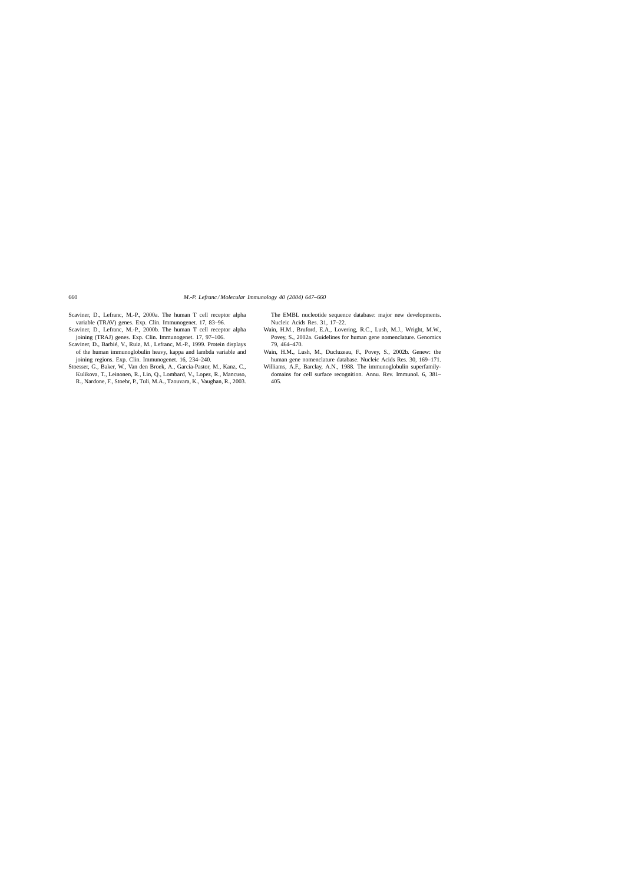Scaviner, D., Lefranc, M.-P., 2000a. The human T cell receptor alpha variable (TRAV) genes. Exp. Clin. Immunogenet. 17, 83–96.

Scaviner, D., Lefranc, M.-P., 2000b. The human T cell receptor alpha joining (TRAJ) genes. Exp. Clin. Immunogenet. 17, 97–106.

Scaviner, D., Barbié, V., Ruiz, M., Lefranc, M.-P., 1999. Protein displays of the human immunoglobulin heavy, kappa and lambda variable and joining regions. Exp. Clin. Immunogenet. 16, 234–240.

Stoesser, G., Baker, W., Van den Broek, A., Garcia-Pastor, M., Kanz, C., Kulikova, T., Leinonen, R., Lin, Q., Lombard, V., Lopez, R., Mancuso, R., Nardone, F., Stoehr, P., Tuli, M.A., Tzouvara, K., Vaughan, R., 2003. The EMBL nucleotide sequence database: major new developments. Nucleic Acids Res. 31, 17–22.

Wain, H.M., Bruford, E.A., Lovering, R.C., Lush, M.J., Wright, M.W., Povey, S., 2002a. Guidelines for human gene nomenclature. Genomics 79, 464–470.

Wain, H.M., Lush, M., Ducluzeau, F., Povey, S., 2002b. Genew: the human gene nomenclature database. Nucleic Acids Res. 30, 169–171.

Williams, A.F., Barclay, A.N., 1988. The immunoglobulin superfamily-domains for cell surface recognition. Annu. Rev. Immunol. 6, 381–405.